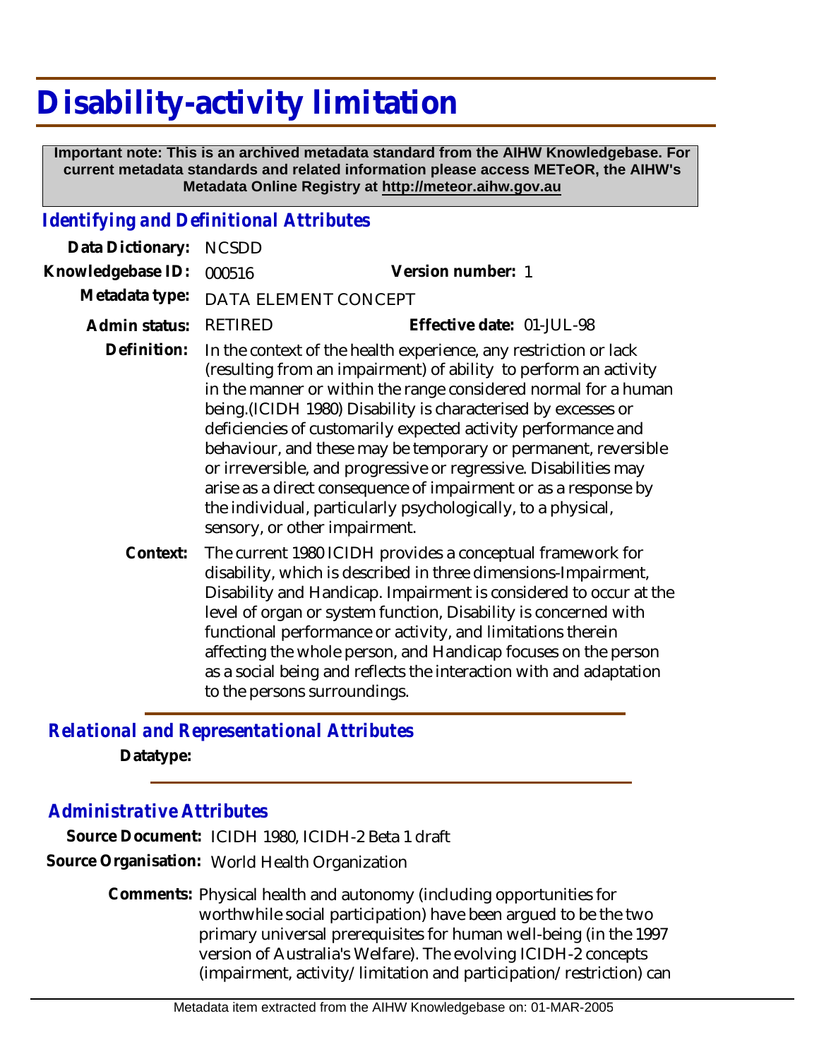# Disability-activity limitation

**Important note: This is an archived metadata standard from the AIHW Knowledgebase. For current metadata standards and related information please access METeOR, the AIHW's Metadata Online Registry at http://meteor.aihw.gov.au**

## *Identifying and Definitional Attributes*

**Data Dictionary:** NCSDD

**Knowledgebase ID:** 000516 **Version number:** 1

**Metadata type:** DATA ELEMENT CONCEPT

**Admin status:** RETIRED **Effective date:** 01-JUL-98

**Definition:** In the context of the health experience, any restriction or lack (resulting from an impairment) of ability to perform an activity in the manner or within the range considered normal for a human being.(ICIDH 1980) Disability is characterised by excesses or deficiencies of customarily expected activity performance and behaviour, and these may be temporary or permanent, reversible or irreversible, and progressive or regressive. Disabilities may arise as a direct consequence of impairment or as a response by the individual, particularly psychologically, to a physical, sensory, or other impairment.

**Context:** The current 1980 ICIDH provides a conceptual framework for disability, which is described in three dimensions-Impairment, Disability and Handicap. Impairment is considered to occur at the level of organ or system function, Disability is concerned with functional performance or activity, and limitations therein affecting the whole person, and Handicap focuses on the person as a social being and reflects the interaction with and adaptation to the persons surroundings.

## *Relational and Representational Attributes*

**Datatype:**

## *Administrative Attributes*

**Source Document:** ICIDH 1980, ICIDH-2 Beta 1 draft

**Source Organisation:** World Health Organization

**Comments:** Physical health and autonomy (including opportunities for worthwhile social participation) have been argued to be the two primary universal prerequisites for human well-being (in the 1997 version of Australia's Welfare). The evolving ICIDH-2 concepts (impairment, activity/limitation and participation/restriction) can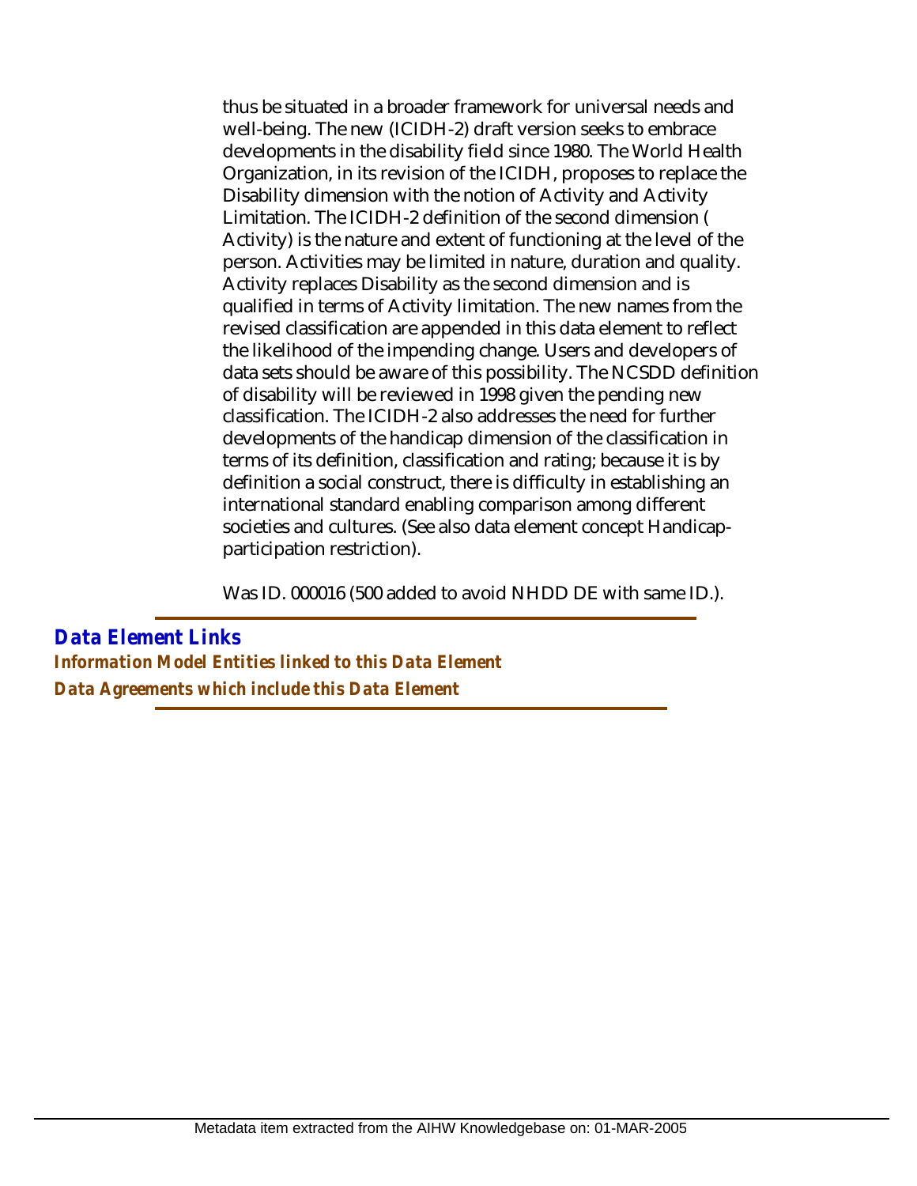thus be situated in a broader framework for universal needs and well-being. The new (ICIDH-2) draft version seeks to embrace developments in the disability field since 1980. The World Health Organization, in its revision of the ICIDH, proposes to replace the Disability dimension with the notion of Activity and Activity Limitation. The ICIDH-2 definition of the second dimension ( Activity) is the nature and extent of functioning at the level of the person. Activities may be limited in nature, duration and quality. Activity replaces Disability as the second dimension and is qualified in terms of Activity limitation. The new names from the revised classification are appended in this data element to reflect the likelihood of the impending change. Users and developers of data sets should be aware of this possibility. The NCSDD definition of disability will be reviewed in 1998 given the pending new classification. The ICIDH-2 also addresses the need for further developments of the handicap dimension of the classification in terms of its definition, classification and rating; because it is by definition a social construct, there is difficulty in establishing an international standard enabling comparison among different societies and cultures. (See also data element concept Handicap-participation restriction).

Was ID. 000016 (500 added to avoid NHDD DE with same ID.).

## Data Element Links

***Information Model Entities linked to this Data Element***

***Data Agreements which include this Data Element***

Metadata item extracted from the AIHW Knowledgebase on: 01-MAR-2005